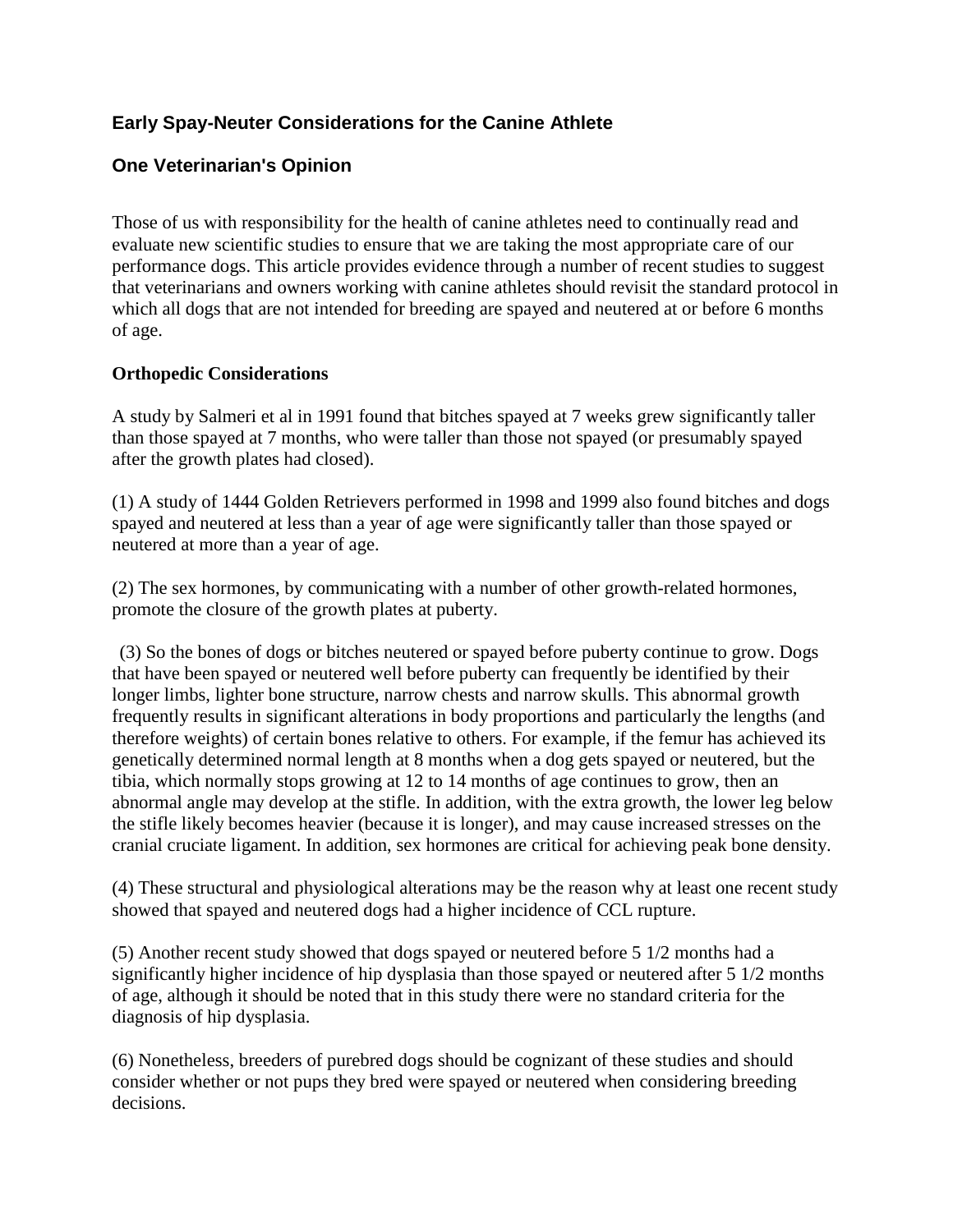## Early Spay-Neuter Considerations for the Canine Athlete

## One Veterinarian's Opinion

Those of us with responsibility for the health of canine athletes need to continually read and evaluate new scientific studies to ensure that we are taking the most appropriate care of our performance dogs. This article provides evidence through a number of recent studies to suggest that veterinarians and owners working with canine athletes should revisit the standard protocol in which all dogs that are not intended for breeding are spayed and neutered at or before 6 months of age.

### Orthopedic Considerations

A study by Salmeri et al in 1991 found that bitches spayed at 7 weeks grew significantly taller than those spayed at 7 months, who were taller than those not spayed (or presumably spayed after the growth plates had closed).

(1) A study of 1444 Golden Retrievers performed in 1998 and 1999 also found bitches and dogs spayed and neutered at less than a year of age were significantly taller than those spayed or neutered at more than a year of age.

(2) The sex hormones, by communicating with a number of other growth-related hormones, promote the closure of the growth plates at puberty.

(3) So the bones of dogs or bitches neutered or spayed before puberty continue to grow. Dogs that have been spayed or neutered well before puberty can frequently be identified by their longer limbs, lighter bone structure, narrow chests and narrow skulls. This abnormal growth frequently results in significant alterations in body proportions and particularly the lengths (and therefore weights) of certain bones relative to others. For example, if the femur has achieved its genetically determined normal length at 8 months when a dog gets spayed or neutered, but the tibia, which normally stops growing at 12 to 14 months of age continues to grow, then an abnormal angle may develop at the stifle. In addition, with the extra growth, the lower leg below the stifle likely becomes heavier (because it is longer), and may cause increased stresses on the cranial cruciate ligament. In addition, sex hormones are critical for achieving peak bone density.

(4) These structural and physiological alterations may be the reason why at least one recent study showed that spayed and neutered dogs had a higher incidence of CCL rupture.

(5) Another recent study showed that dogs spayed or neutered before 5 1/2 months had a significantly higher incidence of hip dysplasia than those spayed or neutered after 5 1/2 months of age, although it should be noted that in this study there were no standard criteria for the diagnosis of hip dysplasia.

(6) Nonetheless, breeders of purebred dogs should be cognizant of these studies and should consider whether or not pups they bred were spayed or neutered when considering breeding decisions.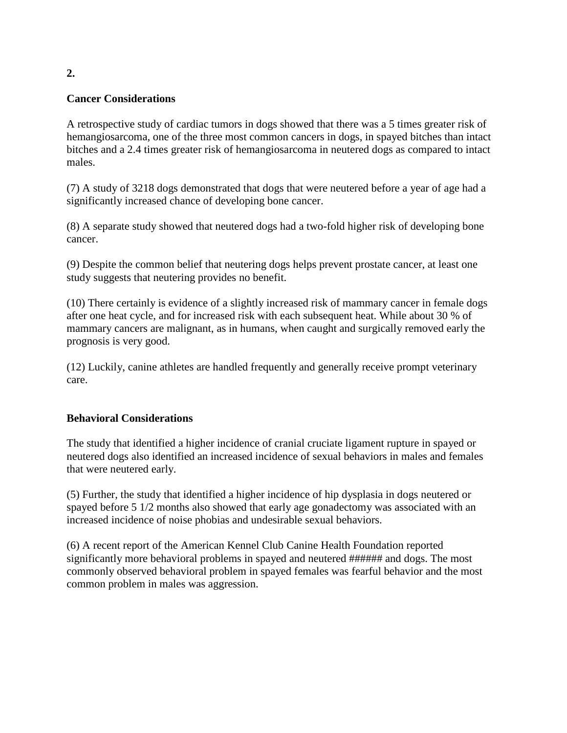2.

**Cancer Considerations**

A retrospective study of cardiac tumors in dogs showed that there was a 5 times greater risk of hemangiosarcoma, one of the three most common cancers in dogs, in spayed bitches than intact bitches and a 2.4 times greater risk of hemangiosarcoma in neutered dogs as compared to intact males.

(7) A study of 3218 dogs demonstrated that dogs that were neutered before a year of age had a significantly increased chance of developing bone cancer.

(8) A separate study showed that neutered dogs had a two-fold higher risk of developing bone cancer.

(9) Despite the common belief that neutering dogs helps prevent prostate cancer, at least one study suggests that neutering provides no benefit.

(10) There certainly is evidence of a slightly increased risk of mammary cancer in female dogs after one heat cycle, and for increased risk with each subsequent heat. While about 30 % of mammary cancers are malignant, as in humans, when caught and surgically removed early the prognosis is very good.

(12) Luckily, canine athletes are handled frequently and generally receive prompt veterinary care.

**Behavioral Considerations**

The study that identified a higher incidence of cranial cruciate ligament rupture in spayed or neutered dogs also identified an increased incidence of sexual behaviors in males and females that were neutered early.

(5) Further, the study that identified a higher incidence of hip dysplasia in dogs neutered or spayed before 5 1/2 months also showed that early age gonadectomy was associated with an increased incidence of noise phobias and undesirable sexual behaviors.

(6) A recent report of the American Kennel Club Canine Health Foundation reported significantly more behavioral problems in spayed and neutered ###### and dogs. The most commonly observed behavioral problem in spayed females was fearful behavior and the most common problem in males was aggression.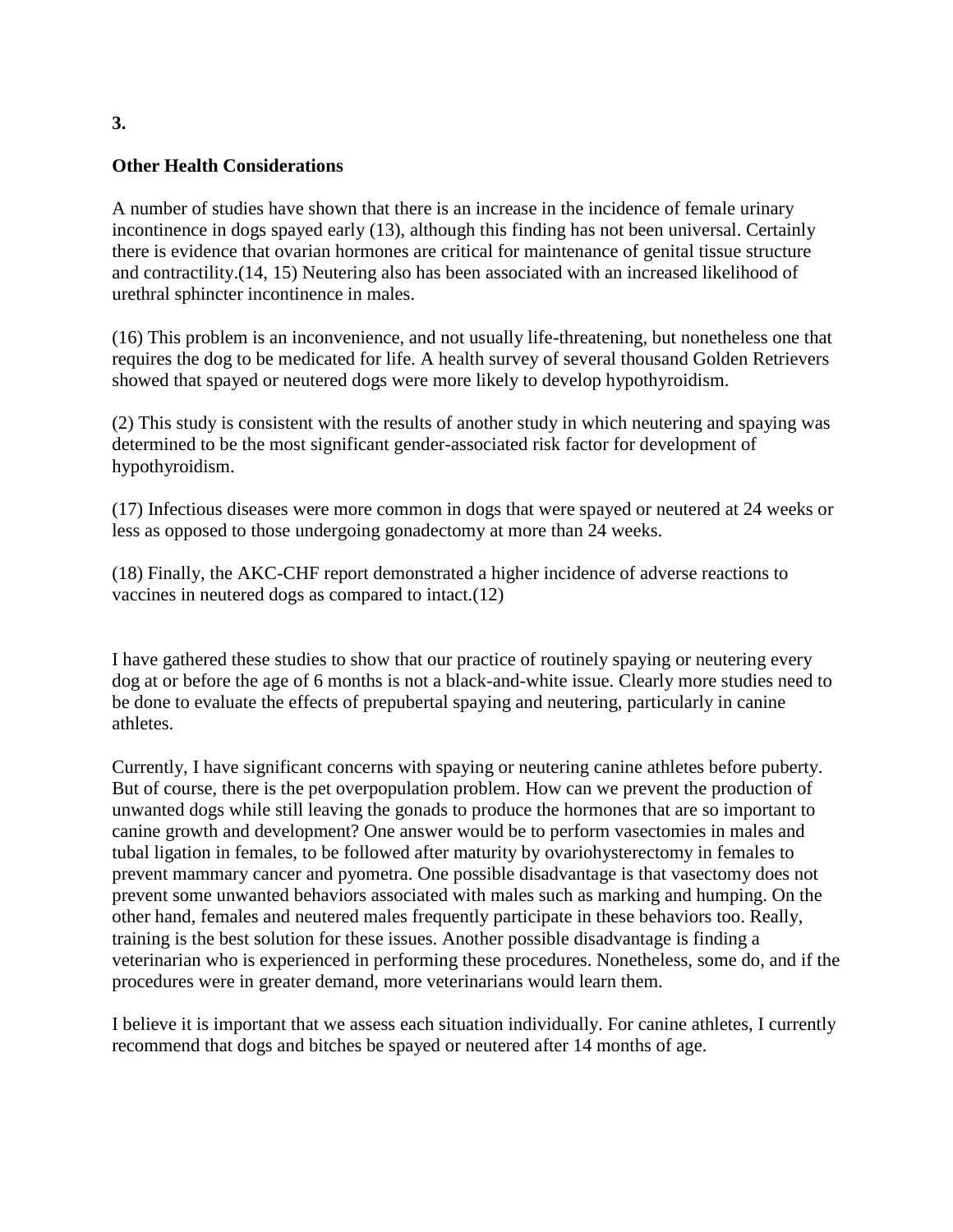**3.**

**Other Health Considerations**

A number of studies have shown that there is an increase in the incidence of female urinary incontinence in dogs spayed early (13), although this finding has not been universal. Certainly there is evidence that ovarian hormones are critical for maintenance of genital tissue structure and contractility.(14, 15) Neutering also has been associated with an increased likelihood of urethral sphincter incontinence in males.

(16) This problem is an inconvenience, and not usually life-threatening, but nonetheless one that requires the dog to be medicated for life. A health survey of several thousand Golden Retrievers showed that spayed or neutered dogs were more likely to develop hypothyroidism.

(2) This study is consistent with the results of another study in which neutering and spaying was determined to be the most significant gender-associated risk factor for development of hypothyroidism.

(17) Infectious diseases were more common in dogs that were spayed or neutered at 24 weeks or less as opposed to those undergoing gonadectomy at more than 24 weeks.

(18) Finally, the AKC-CHF report demonstrated a higher incidence of adverse reactions to vaccines in neutered dogs as compared to intact.(12)

I have gathered these studies to show that our practice of routinely spaying or neutering every dog at or before the age of 6 months is not a black-and-white issue. Clearly more studies need to be done to evaluate the effects of prepubertal spaying and neutering, particularly in canine athletes.

Currently, I have significant concerns with spaying or neutering canine athletes before puberty. But of course, there is the pet overpopulation problem. How can we prevent the production of unwanted dogs while still leaving the gonads to produce the hormones that are so important to canine growth and development? One answer would be to perform vasectomies in males and tubal ligation in females, to be followed after maturity by ovariohysterectomy in females to prevent mammary cancer and pyometra. One possible disadvantage is that vasectomy does not prevent some unwanted behaviors associated with males such as marking and humping. On the other hand, females and neutered males frequently participate in these behaviors too. Really, training is the best solution for these issues. Another possible disadvantage is finding a veterinarian who is experienced in performing these procedures. Nonetheless, some do, and if the procedures were in greater demand, more veterinarians would learn them.

I believe it is important that we assess each situation individually. For canine athletes, I currently recommend that dogs and bitches be spayed or neutered after 14 months of age.